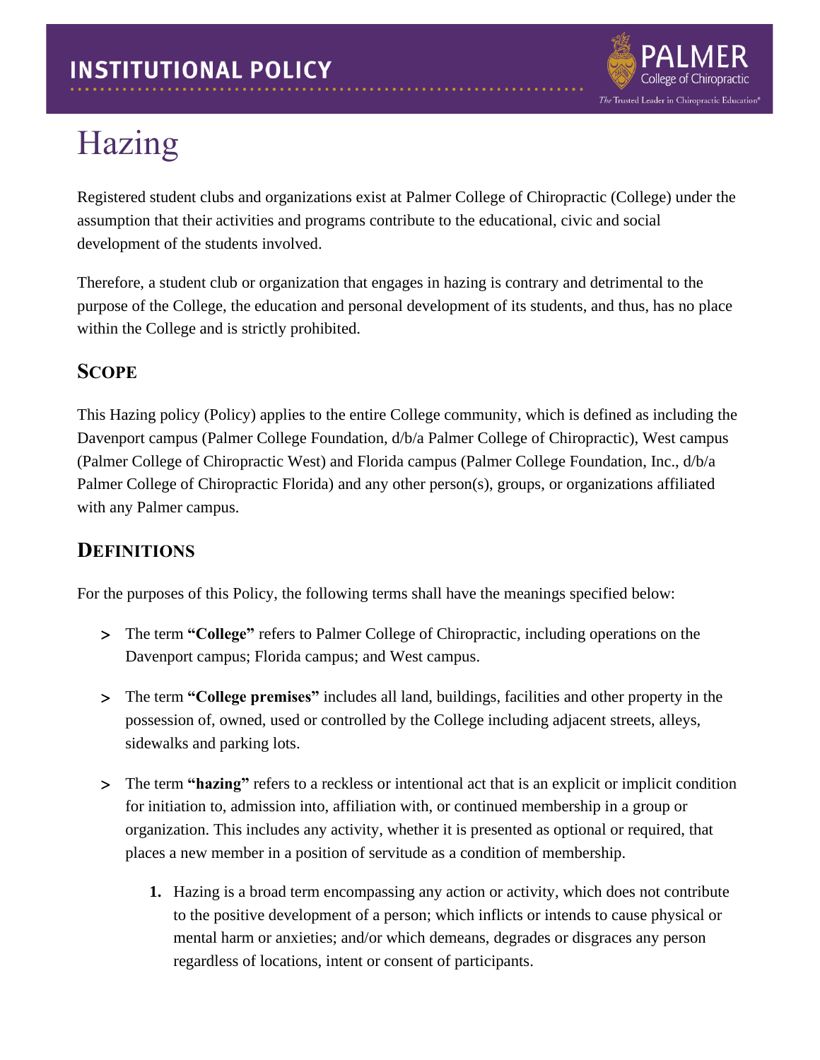# Hazing

Registered student clubs and organizations exist at Palmer College of Chiropractic (College) under the assumption that their activities and programs contribute to the educational, civic and social development of the students involved.

Therefore, a student club or organization that engages in hazing is contrary and detrimental to the purpose of the College, the education and personal development of its students, and thus, has no place within the College and is strictly prohibited.

## Scope

This Hazing policy (Policy) applies to the entire College community, which is defined as including the Davenport campus (Palmer College Foundation, d/b/a Palmer College of Chiropractic), West campus (Palmer College of Chiropractic West) and Florida campus (Palmer College Foundation, Inc., d/b/a Palmer College of Chiropractic Florida) and any other person(s), groups, or organizations affiliated with any Palmer campus.

## Definitions

For the purposes of this Policy, the following terms shall have the meanings specified below:

- The term **"College"** refers to Palmer College of Chiropractic, including operations on the Davenport campus; Florida campus; and West campus.
- The term **"College premises"** includes all land, buildings, facilities and other property in the possession of, owned, used or controlled by the College including adjacent streets, alleys, sidewalks and parking lots.
- The term **"hazing"** refers to a reckless or intentional act that is an explicit or implicit condition for initiation to, admission into, affiliation with, or continued membership in a group or organization. This includes any activity, whether it is presented as optional or required, that places a new member in a position of servitude as a condition of membership.
    1. Hazing is a broad term encompassing any action or activity, which does not contribute to the positive development of a person; which inflicts or intends to cause physical or mental harm or anxieties; and/or which demeans, degrades or disgraces any person regardless of locations, intent or consent of participants.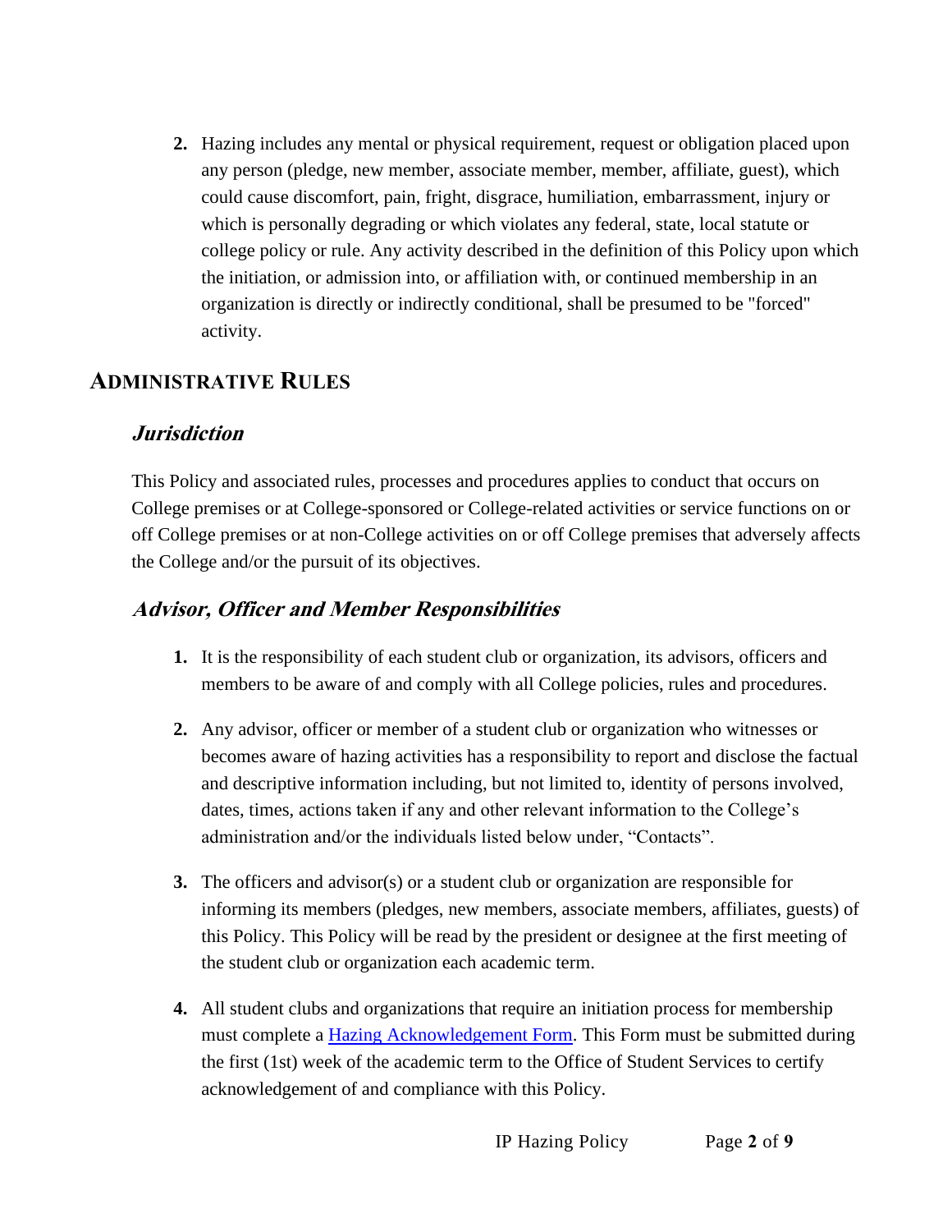2. Hazing includes any mental or physical requirement, request or obligation placed upon any person (pledge, new member, associate member, member, affiliate, guest), which could cause discomfort, pain, fright, disgrace, humiliation, embarrassment, injury or which is personally degrading or which violates any federal, state, local statute or college policy or rule. Any activity described in the definition of this Policy upon which the initiation, or admission into, or affiliation with, or continued membership in an organization is directly or indirectly conditional, shall be presumed to be "forced" activity.

## ADMINISTRATIVE RULES

### *Jurisdiction*

This Policy and associated rules, processes and procedures applies to conduct that occurs on College premises or at College-sponsored or College-related activities or service functions on or off College premises or at non-College activities on or off College premises that adversely affects the College and/or the pursuit of its objectives.

### *Advisor, Officer and Member Responsibilities*

1. It is the responsibility of each student club or organization, its advisors, officers and members to be aware of and comply with all College policies, rules and procedures.

2. Any advisor, officer or member of a student club or organization who witnesses or becomes aware of hazing activities has a responsibility to report and disclose the factual and descriptive information including, but not limited to, identity of persons involved, dates, times, actions taken if any and other relevant information to the College's administration and/or the individuals listed below under, "Contacts".

3. The officers and advisor(s) or a student club or organization are responsible for informing its members (pledges, new members, associate members, affiliates, guests) of this Policy. This Policy will be read by the president or designee at the first meeting of the student club or organization each academic term.

4. All student clubs and organizations that require an initiation process for membership must complete a Hazing Acknowledgement Form. This Form must be submitted during the first (1st) week of the academic term to the Office of Student Services to certify acknowledgement of and compliance with this Policy.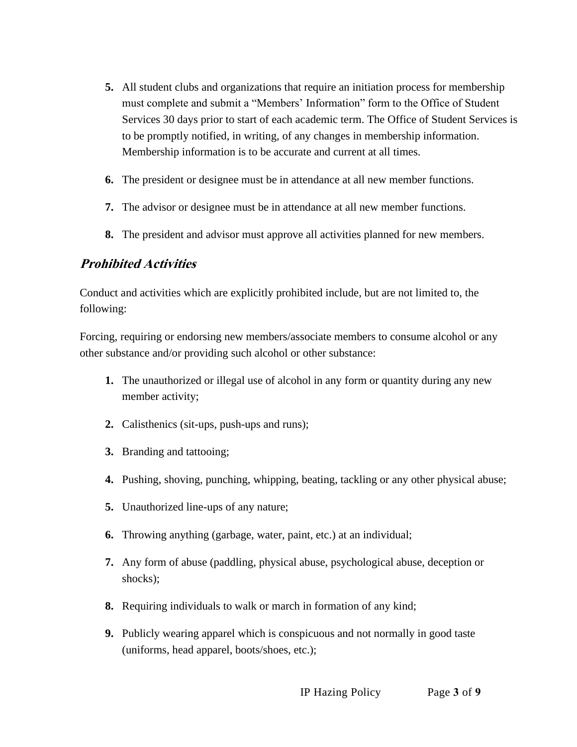5. All student clubs and organizations that require an initiation process for membership must complete and submit a "Members' Information" form to the Office of Student Services 30 days prior to start of each academic term. The Office of Student Services is to be promptly notified, in writing, of any changes in membership information. Membership information is to be accurate and current at all times.

6. The president or designee must be in attendance at all new member functions.

7. The advisor or designee must be in attendance at all new member functions.

8. The president and advisor must approve all activities planned for new members.

## *Prohibited Activities*

Conduct and activities which are explicitly prohibited include, but are not limited to, the following:

Forcing, requiring or endorsing new members/associate members to consume alcohol or any other substance and/or providing such alcohol or other substance:

1. The unauthorized or illegal use of alcohol in any form or quantity during any new member activity;

2. Calisthenics (sit-ups, push-ups and runs);

3. Branding and tattooing;

4. Pushing, shoving, punching, whipping, beating, tackling or any other physical abuse;

5. Unauthorized line-ups of any nature;

6. Throwing anything (garbage, water, paint, etc.) at an individual;

7. Any form of abuse (paddling, physical abuse, psychological abuse, deception or shocks);

8. Requiring individuals to walk or march in formation of any kind;

9. Publicly wearing apparel which is conspicuous and not normally in good taste (uniforms, head apparel, boots/shoes, etc.);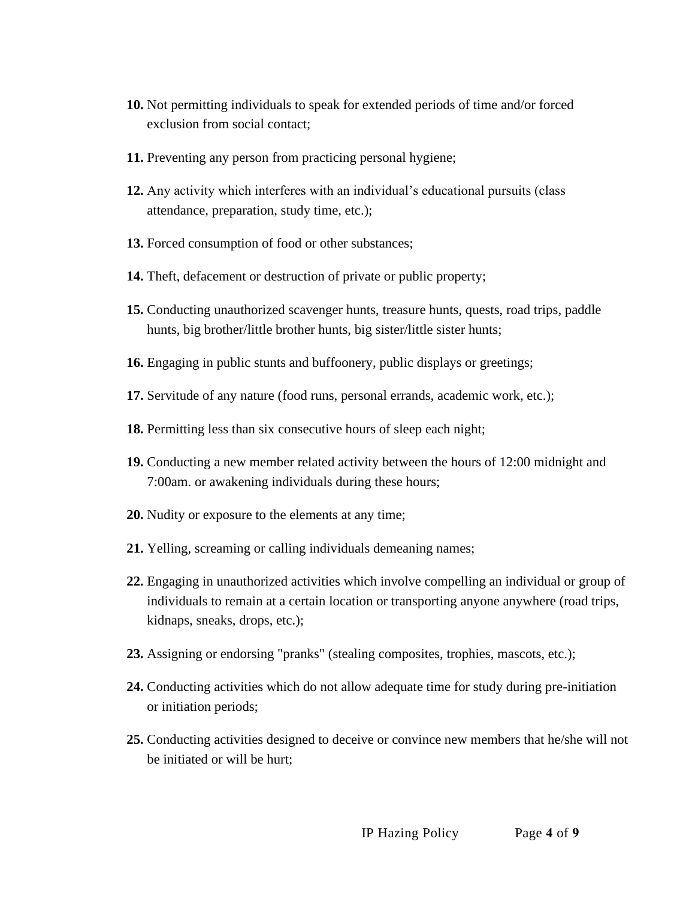**10.** Not permitting individuals to speak for extended periods of time and/or forced exclusion from social contact;

**11.** Preventing any person from practicing personal hygiene;

**12.** Any activity which interferes with an individual's educational pursuits (class attendance, preparation, study time, etc.);

**13.** Forced consumption of food or other substances;

**14.** Theft, defacement or destruction of private or public property;

**15.** Conducting unauthorized scavenger hunts, treasure hunts, quests, road trips, paddle hunts, big brother/little brother hunts, big sister/little sister hunts;

**16.** Engaging in public stunts and buffoonery, public displays or greetings;

**17.** Servitude of any nature (food runs, personal errands, academic work, etc.);

**18.** Permitting less than six consecutive hours of sleep each night;

**19.** Conducting a new member related activity between the hours of 12:00 midnight and 7:00am. or awakening individuals during these hours;

**20.** Nudity or exposure to the elements at any time;

**21.** Yelling, screaming or calling individuals demeaning names;

**22.** Engaging in unauthorized activities which involve compelling an individual or group of individuals to remain at a certain location or transporting anyone anywhere (road trips, kidnaps, sneaks, drops, etc.);

**23.** Assigning or endorsing "pranks" (stealing composites, trophies, mascots, etc.);

**24.** Conducting activities which do not allow adequate time for study during pre-initiation or initiation periods;

**25.** Conducting activities designed to deceive or convince new members that he/she will not be initiated or will be hurt;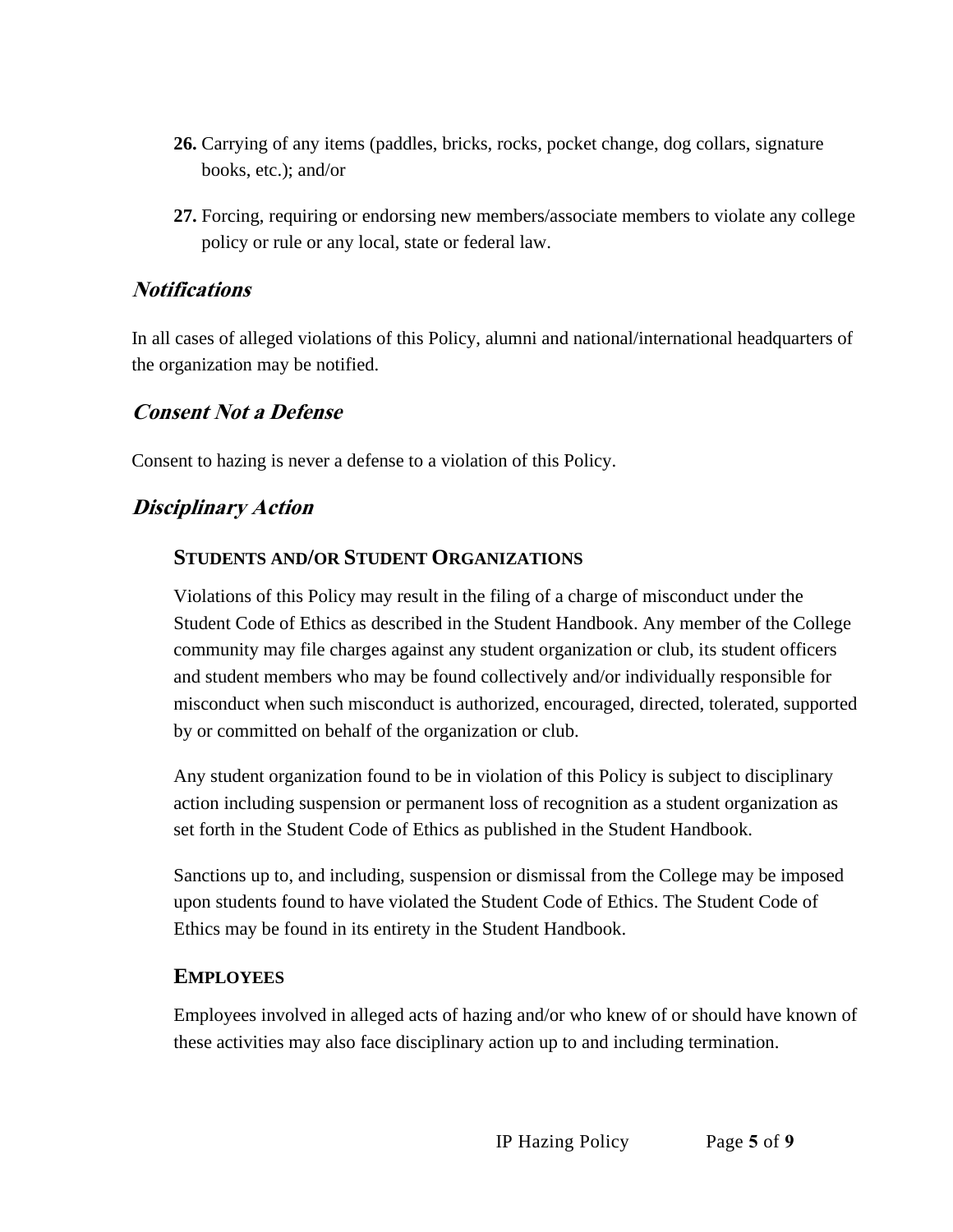26. Carrying of any items (paddles, bricks, rocks, pocket change, dog collars, signature books, etc.); and/or

27. Forcing, requiring or endorsing new members/associate members to violate any college policy or rule or any local, state or federal law.

## *Notifications*

In all cases of alleged violations of this Policy, alumni and national/international headquarters of the organization may be notified.

## *Consent Not a Defense*

Consent to hazing is never a defense to a violation of this Policy.

## *Disciplinary Action*

### STUDENTS AND/OR STUDENT ORGANIZATIONS

Violations of this Policy may result in the filing of a charge of misconduct under the Student Code of Ethics as described in the Student Handbook. Any member of the College community may file charges against any student organization or club, its student officers and student members who may be found collectively and/or individually responsible for misconduct when such misconduct is authorized, encouraged, directed, tolerated, supported by or committed on behalf of the organization or club.

Any student organization found to be in violation of this Policy is subject to disciplinary action including suspension or permanent loss of recognition as a student organization as set forth in the Student Code of Ethics as published in the Student Handbook.

Sanctions up to, and including, suspension or dismissal from the College may be imposed upon students found to have violated the Student Code of Ethics. The Student Code of Ethics may be found in its entirety in the Student Handbook.

### EMPLOYEES

Employees involved in alleged acts of hazing and/or who knew of or should have known of these activities may also face disciplinary action up to and including termination.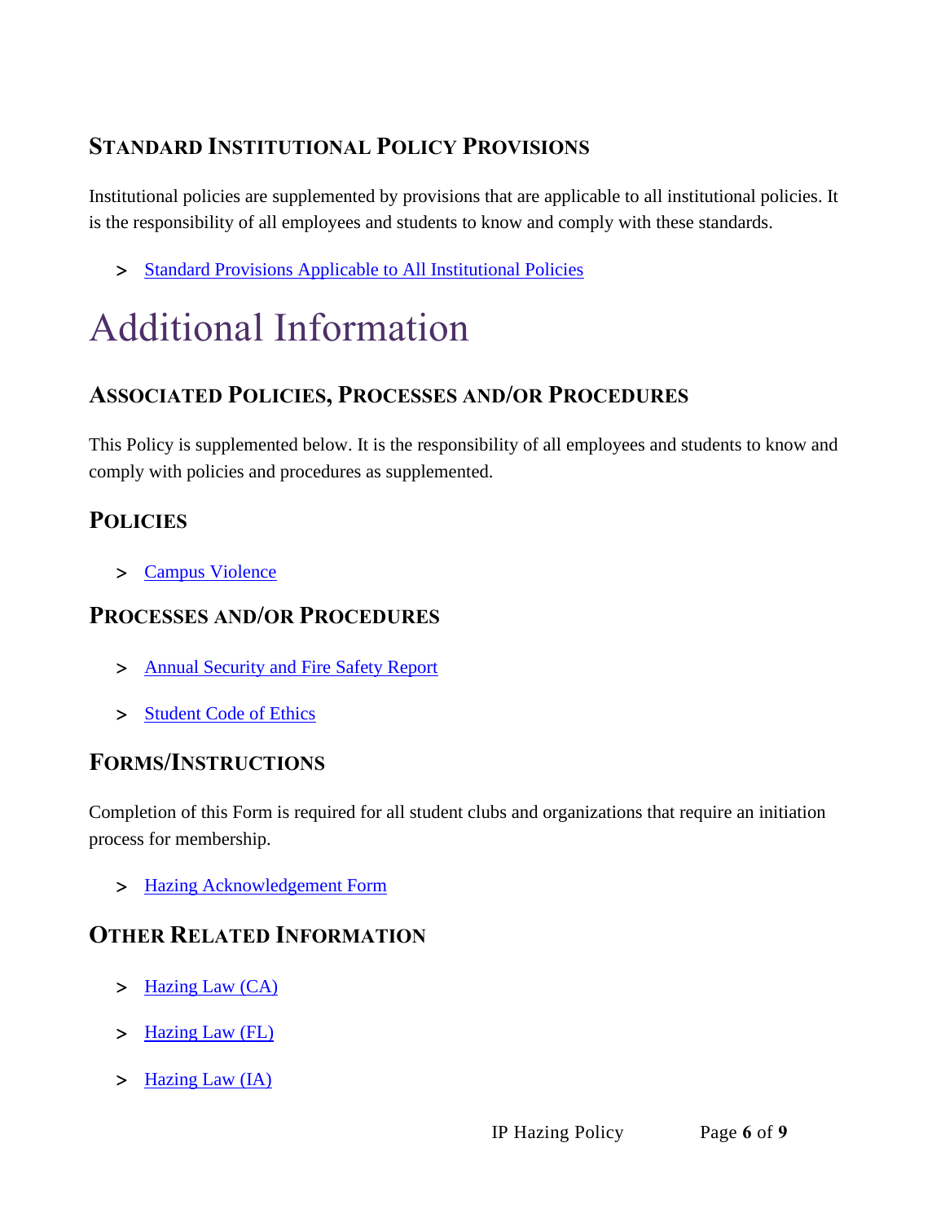### Standard Institutional Policy Provisions

Institutional policies are supplemented by provisions that are applicable to all institutional policies. It is the responsibility of all employees and students to know and comply with these standards.

- Standard Provisions Applicable to All Institutional Policies

# Additional Information

### Associated Policies, Processes and/or Procedures

This Policy is supplemented below. It is the responsibility of all employees and students to know and comply with policies and procedures as supplemented.

### Policies

- Campus Violence

### Processes and/or Procedures

- Annual Security and Fire Safety Report
- Student Code of Ethics

### Forms/Instructions

Completion of this Form is required for all student clubs and organizations that require an initiation process for membership.

- Hazing Acknowledgement Form

### Other Related Information

- Hazing Law (CA)
- Hazing Law (FL)
- Hazing Law (IA)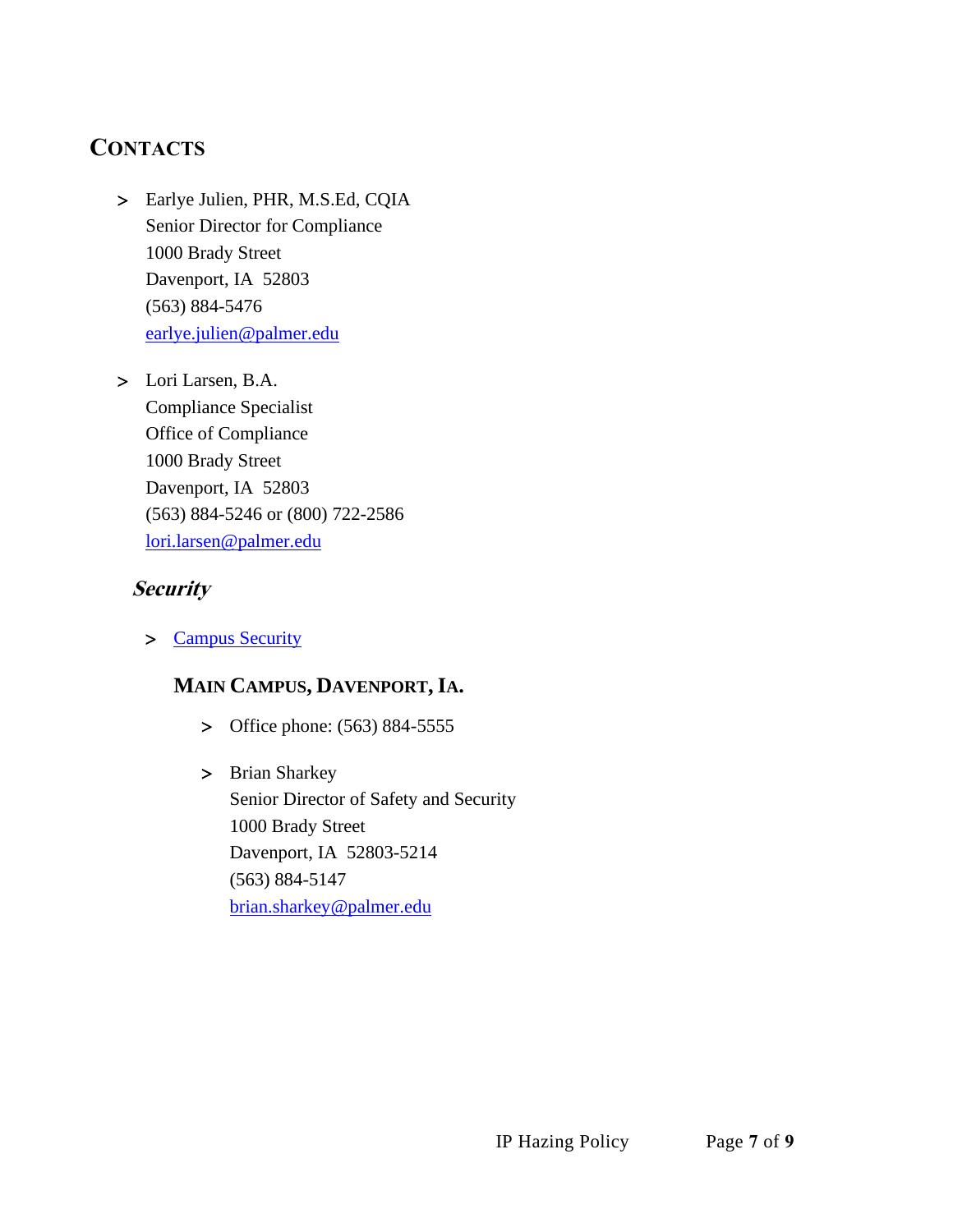## CONTACTS

- Earlye Julien, PHR, M.S.Ed, CQIA
  Senior Director for Compliance
  1000 Brady Street
  Davenport, IA 52803
  (563) 884-5476
  earlye.julien@palmer.edu

- Lori Larsen, B.A.
  Compliance Specialist
  Office of Compliance
  1000 Brady Street
  Davenport, IA 52803
  (563) 884-5246 or (800) 722-2586
  lori.larsen@palmer.edu

### *Security*

- Campus Security

#### MAIN CAMPUS, DAVENPORT, IA.

- Office phone: (563) 884-5555

- Brian Sharkey
  Senior Director of Safety and Security
  1000 Brady Street
  Davenport, IA 52803-5214
  (563) 884-5147
  brian.sharkey@palmer.edu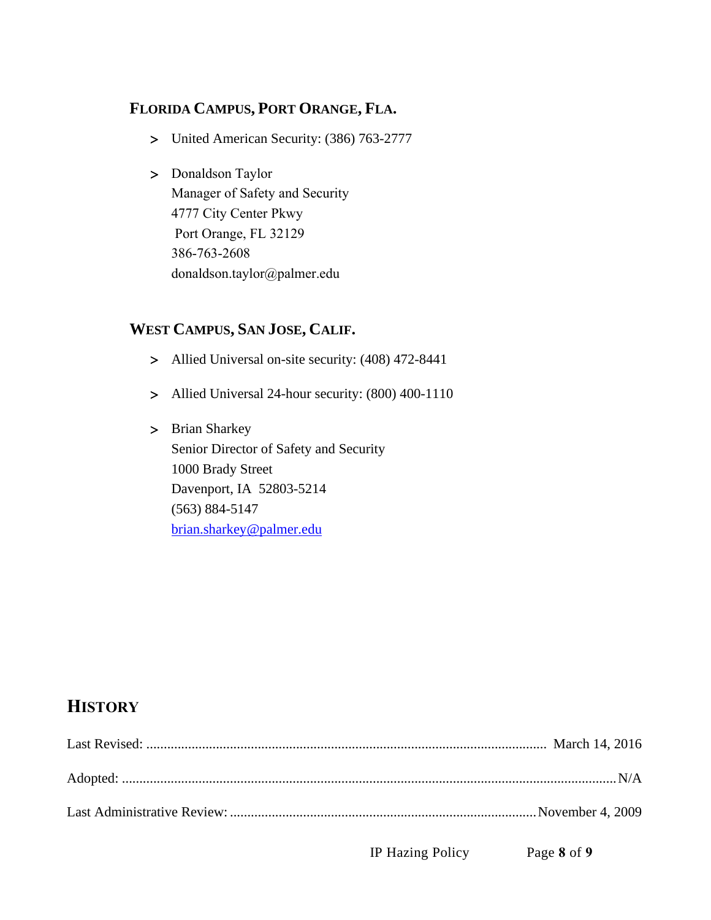### Florida Campus, Port Orange, Fla.

- United American Security: (386) 763-2777
- Donaldson Taylor
  Manager of Safety and Security
  4777 City Center Pkwy
  Port Orange, FL 32129
  386-763-2608
  donaldson.taylor@palmer.edu

### West Campus, San Jose, Calif.

- Allied Universal on-site security: (408) 472-8441
- Allied Universal 24-hour security: (800) 400-1110
- Brian Sharkey
  Senior Director of Safety and Security
  1000 Brady Street
  Davenport, IA 52803-5214
  (563) 884-5147
  brian.sharkey@palmer.edu

## History

Last Revised: ........................................ March 14, 2016

Adopted: ........................................ N/A

Last Administrative Review: ........................................ November 4, 2009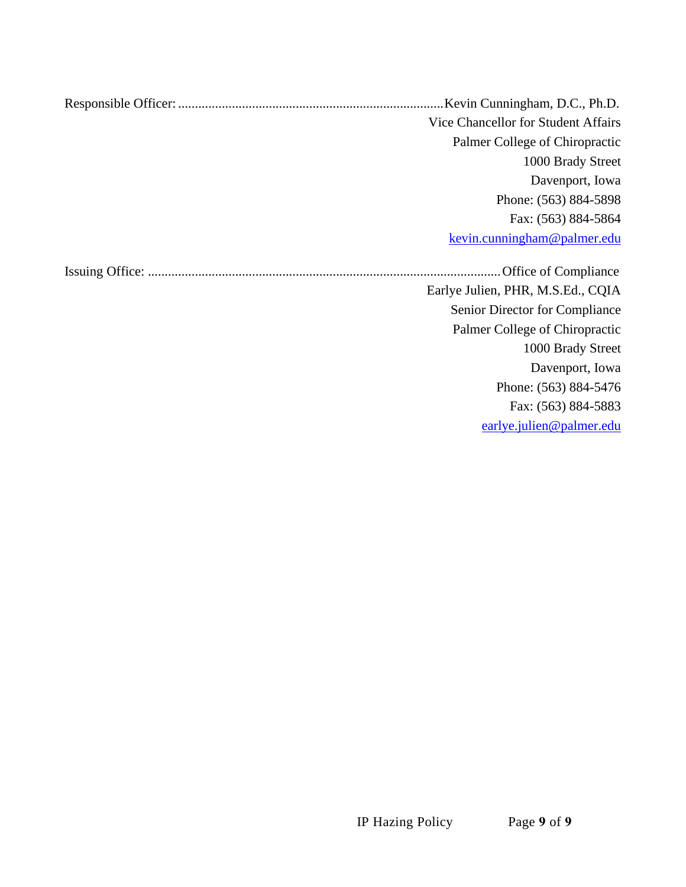Responsible Officer: ..............................................................................Kevin Cunningham, D.C., Ph.D.
Vice Chancellor for Student Affairs
Palmer College of Chiropractic
1000 Brady Street
Davenport, Iowa
Phone: (563) 884-5898
Fax: (563) 884-5864
kevin.cunningham@palmer.edu

Issuing Office: .......................................................................................................Office of Compliance
Earlye Julien, PHR, M.S.Ed., CQIA
Senior Director for Compliance
Palmer College of Chiropractic
1000 Brady Street
Davenport, Iowa
Phone: (563) 884-5476
Fax: (563) 884-5883
earlye.julien@palmer.edu